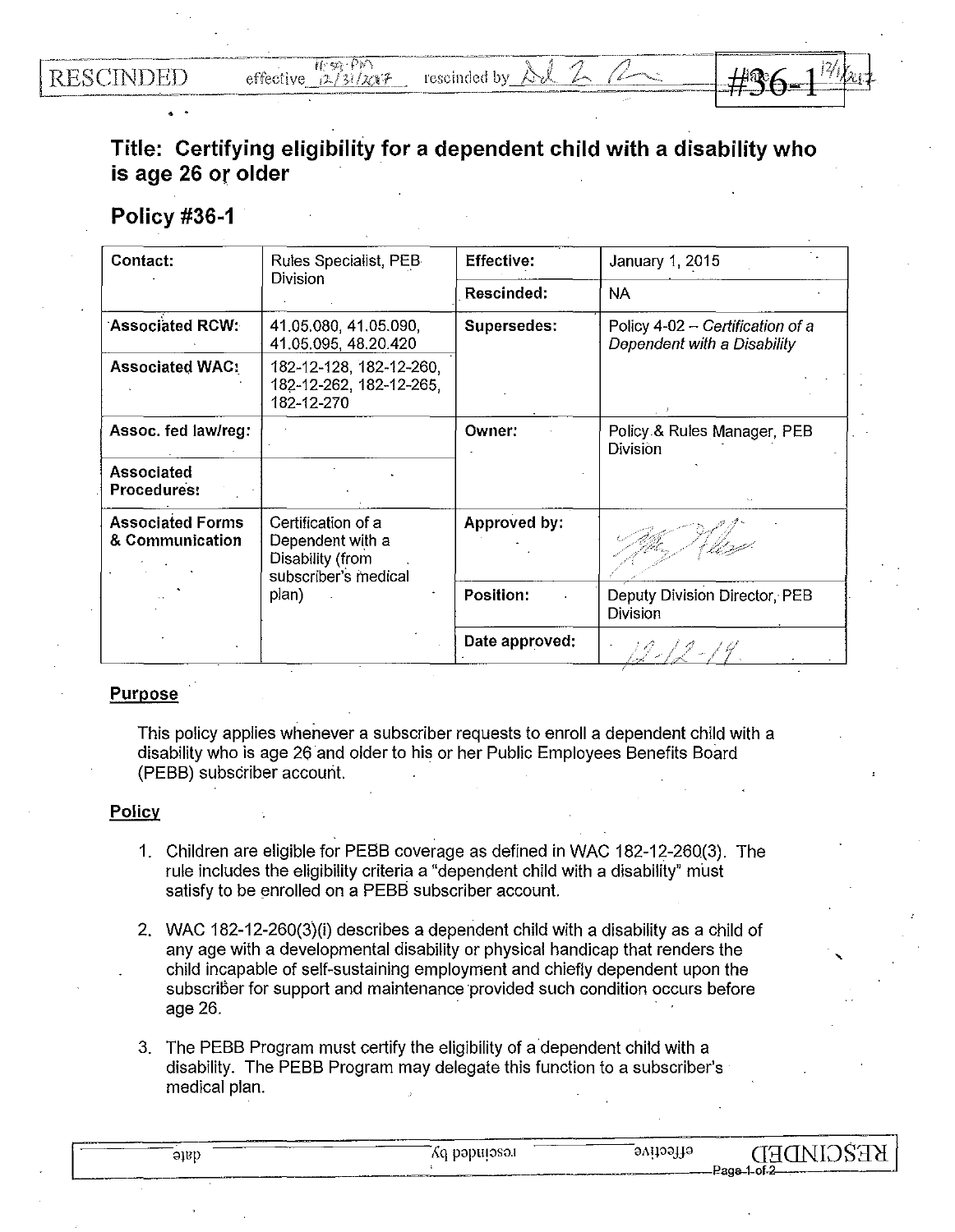RESCINDED effective 11:59 PM 12/31/2017 rescinded by [signature] date 12/1/2017 #36-1

# Title: Certifying eligibility for a dependent child with a disability who is age 26 or older

## Policy #36-1

| Contact: | Rules Specialist, PEB Division | Effective: | January 1, 2015 |
|---|---|---|---|
| | | Rescinded: | NA |
| Associated RCW: | 41.05.080, 41.05.090, 41.05.095, 48.20.420 | Supersedes: | Policy 4-02 – *Certification of a Dependent with a Disability* |
| Associated WAC: | 182-12-128, 182-12-260, 182-12-262, 182-12-265, 182-12-270 | | |
| Assoc. fed law/reg: | | Owner: | Policy & Rules Manager, PEB Division |
| Associated Procedures: | | | |
| Associated Forms & Communication | Certification of a Dependent with a Disability (from subscriber's medical plan) | Approved by: | [signature] |
| | | Position: | Deputy Division Director, PEB Division |
| | | Date approved: | 12-12-14 |

**Purpose**

This policy applies whenever a subscriber requests to enroll a dependent child with a disability who is age 26 and older to his or her Public Employees Benefits Board (PEBB) subscriber account.

**Policy**

1. Children are eligible for PEBB coverage as defined in WAC 182-12-260(3). The rule includes the eligibility criteria a "dependent child with a disability" must satisfy to be enrolled on a PEBB subscriber account.

2. WAC 182-12-260(3)(i) describes a dependent child with a disability as a child of any age with a developmental disability or physical handicap that renders the child incapable of self-sustaining employment and chiefly dependent upon the subscriber for support and maintenance provided such condition occurs before age 26.

3. The PEBB Program must certify the eligibility of a dependent child with a disability. The PEBB Program may delegate this function to a subscriber's medical plan.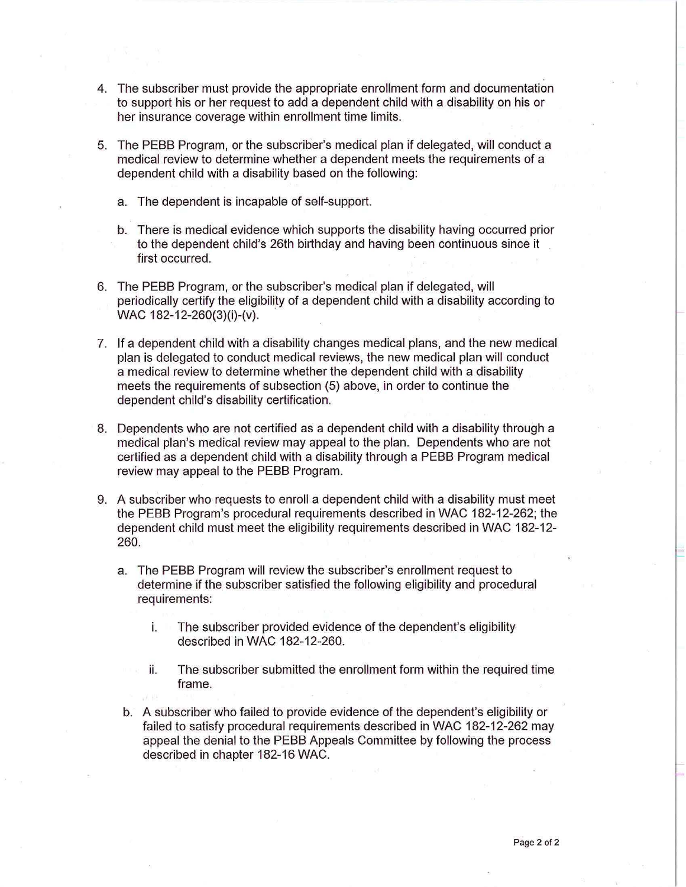4. The subscriber must provide the appropriate enrollment form and documentation to support his or her request to add a dependent child with a disability on his or her insurance coverage within enrollment time limits.

5. The PEBB Program, or the subscriber's medical plan if delegated, will conduct a medical review to determine whether a dependent meets the requirements of a dependent child with a disability based on the following:

   a. The dependent is incapable of self-support.

   b. There is medical evidence which supports the disability having occurred prior to the dependent child's 26th birthday and having been continuous since it first occurred.

6. The PEBB Program, or the subscriber's medical plan if delegated, will periodically certify the eligibility of a dependent child with a disability according to WAC 182-12-260(3)(i)-(v).

7. If a dependent child with a disability changes medical plans, and the new medical plan is delegated to conduct medical reviews, the new medical plan will conduct a medical review to determine whether the dependent child with a disability meets the requirements of subsection (5) above, in order to continue the dependent child's disability certification.

8. Dependents who are not certified as a dependent child with a disability through a medical plan's medical review may appeal to the plan. Dependents who are not certified as a dependent child with a disability through a PEBB Program medical review may appeal to the PEBB Program.

9. A subscriber who requests to enroll a dependent child with a disability must meet the PEBB Program's procedural requirements described in WAC 182-12-262; the dependent child must meet the eligibility requirements described in WAC 182-12-260.

   a. The PEBB Program will review the subscriber's enrollment request to determine if the subscriber satisfied the following eligibility and procedural requirements:

      i. The subscriber provided evidence of the dependent's eligibility described in WAC 182-12-260.

      ii. The subscriber submitted the enrollment form within the required time frame.

   b. A subscriber who failed to provide evidence of the dependent's eligibility or failed to satisfy procedural requirements described in WAC 182-12-262 may appeal the denial to the PEBB Appeals Committee by following the process described in chapter 182-16 WAC.